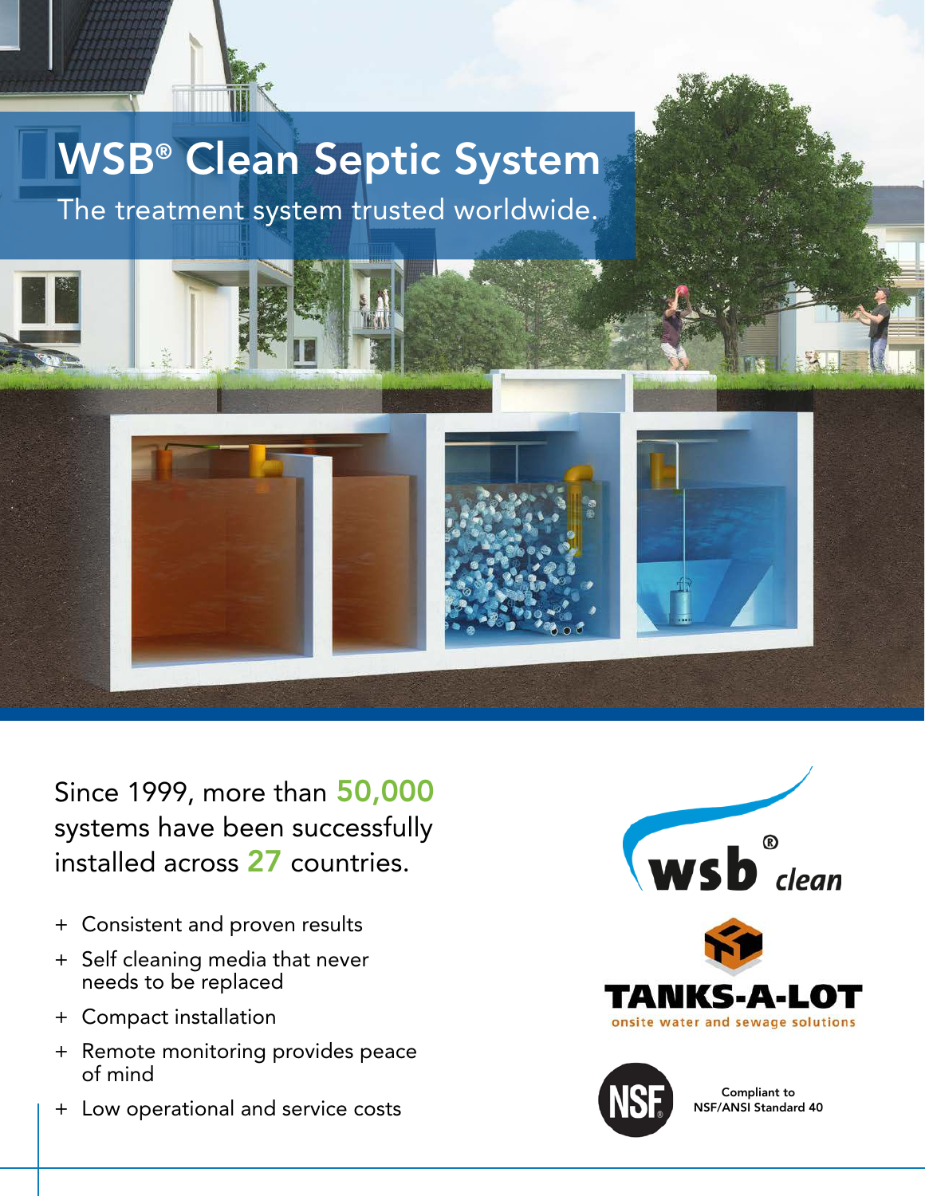# WSB® Clean Septic System

The treatment system trusted worldwide.

Since 1999, more than **50,000** systems have been successfully installed across **27** countries.

- + Consistent and proven results
- + Self cleaning media that never needs to be replaced
- + Compact installation
- + Remote monitoring provides peace of mind
- + Low operational and service costs

wsb® clean

TANKS-A-LOT
onsite water and sewage solutions

NSF

Compliant to NSF/ANSI Standard 40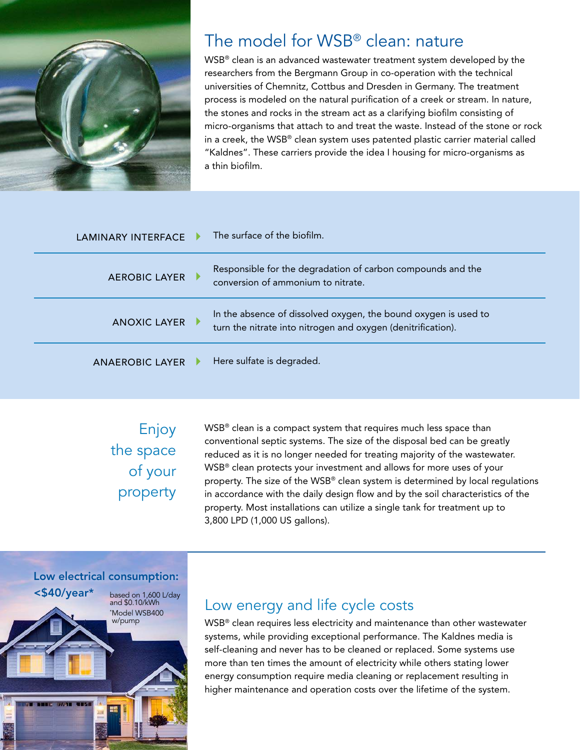## The model for WSB® clean: nature

WSB® clean is an advanced wastewater treatment system developed by the researchers from the Bergmann Group in co-operation with the technical universities of Chemnitz, Cottbus and Dresden in Germany. The treatment process is modeled on the natural purification of a creek or stream. In nature, the stones and rocks in the stream act as a clarifying biofilm consisting of micro-organisms that attach to and treat the waste. Instead of the stone or rock in a creek, the WSB® clean system uses patented plastic carrier material called "Kaldnes". These carriers provide the idea l housing for micro-organisms as a thin biofilm.

| | |
|---|---|
| LAMINARY INTERFACE | The surface of the biofilm. |
| AEROBIC LAYER | Responsible for the degradation of carbon compounds and the conversion of ammonium to nitrate. |
| ANOXIC LAYER | In the absence of dissolved oxygen, the bound oxygen is used to turn the nitrate into nitrogen and oxygen (denitrification). |
| ANAEROBIC LAYER | Here sulfate is degraded. |

## Enjoy the space of your property

WSB® clean is a compact system that requires much less space than conventional septic systems. The size of the disposal bed can be greatly reduced as it is no longer needed for treating majority of the wastewater. WSB® clean protects your investment and allows for more uses of your property. The size of the WSB® clean system is determined by local regulations in accordance with the daily design flow and by the soil characteristics of the property. Most installations can utilize a single tank for treatment up to 3,800 LPD (1,000 US gallons).

**Low electrical consumption: <$40/year***

based on 1,600 L/day and $0.10/kWh
*Model WSB400 w/pump

## Low energy and life cycle costs

WSB® clean requires less electricity and maintenance than other wastewater systems, while providing exceptional performance. The Kaldnes media is self-cleaning and never has to be cleaned or replaced. Some systems use more than ten times the amount of electricity while others stating lower energy consumption require media cleaning or replacement resulting in higher maintenance and operation costs over the lifetime of the system.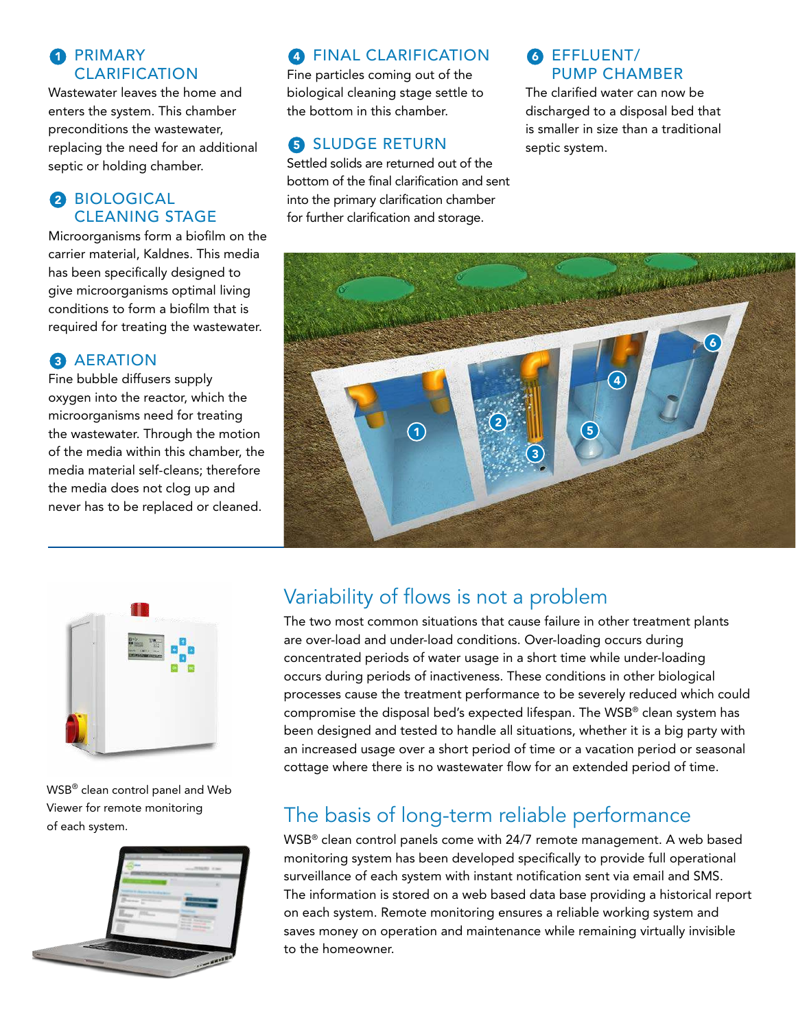## 1 PRIMARY CLARIFICATION

Wastewater leaves the home and enters the system. This chamber preconditions the wastewater, replacing the need for an additional septic or holding chamber.

## 2 BIOLOGICAL CLEANING STAGE

Microorganisms form a biofilm on the carrier material, Kaldnes. This media has been specifically designed to give microorganisms optimal living conditions to form a biofilm that is required for treating the wastewater.

## 3 AERATION

Fine bubble diffusers supply oxygen into the reactor, which the microorganisms need for treating the wastewater. Through the motion of the media within this chamber, the media material self-cleans; therefore the media does not clog up and never has to be replaced or cleaned.

## 4 FINAL CLARIFICATION

Fine particles coming out of the biological cleaning stage settle to the bottom in this chamber.

## 5 SLUDGE RETURN

Settled solids are returned out of the bottom of the final clarification and sent into the primary clarification chamber for further clarification and storage.

## 6 EFFLUENT/ PUMP CHAMBER

The clarified water can now be discharged to a disposal bed that is smaller in size than a traditional septic system.

WSB® clean control panel and Web Viewer for remote monitoring of each system.

## Variability of flows is not a problem

The two most common situations that cause failure in other treatment plants are over-load and under-load conditions. Over-loading occurs during concentrated periods of water usage in a short time while under-loading occurs during periods of inactiveness. These conditions in other biological processes cause the treatment performance to be severely reduced which could compromise the disposal bed's expected lifespan. The WSB® clean system has been designed and tested to handle all situations, whether it is a big party with an increased usage over a short period of time or a vacation period or seasonal cottage where there is no wastewater flow for an extended period of time.

## The basis of long-term reliable performance

WSB® clean control panels come with 24/7 remote management. A web based monitoring system has been developed specifically to provide full operational surveillance of each system with instant notification sent via email and SMS. The information is stored on a web based data base providing a historical report on each system. Remote monitoring ensures a reliable working system and saves money on operation and maintenance while remaining virtually invisible to the homeowner.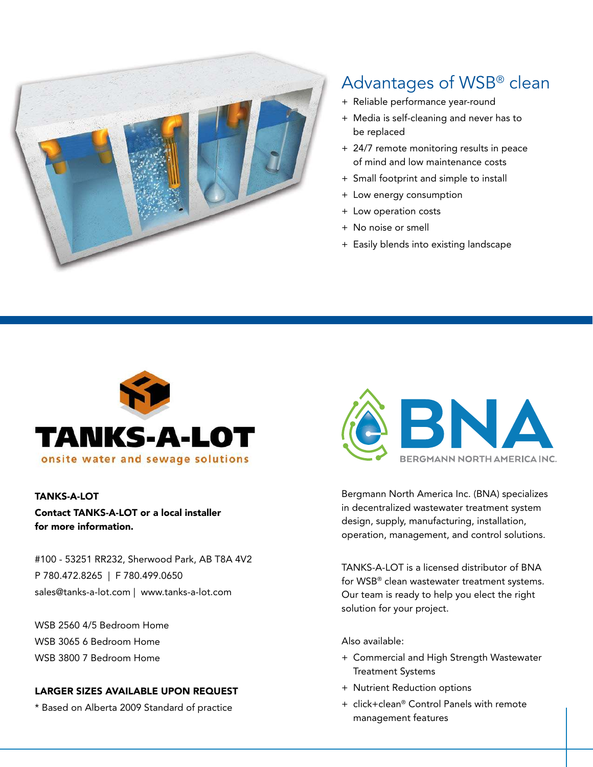## Advantages of WSB® clean

+ Reliable performance year-round
+ Media is self-cleaning and never has to be replaced
+ 24/7 remote monitoring results in peace of mind and low maintenance costs
+ Small footprint and simple to install
+ Low energy consumption
+ Low operation costs
+ No noise or smell
+ Easily blends into existing landscape

TANKS-A-LOT

onsite water and sewage solutions

**TANKS-A-LOT**

**Contact TANKS-A-LOT or a local installer for more information.**

#100 - 53251 RR232, Sherwood Park, AB T8A 4V2
P 780.472.8265 | F 780.499.0650
sales@tanks-a-lot.com | www.tanks-a-lot.com

WSB 2560 4/5 Bedroom Home
WSB 3065 6 Bedroom Home
WSB 3800 7 Bedroom Home

**LARGER SIZES AVAILABLE UPON REQUEST**

* Based on Alberta 2009 Standard of practice

BNA

BERGMANN NORTH AMERICA INC.

Bergmann North America Inc. (BNA) specializes in decentralized wastewater treatment system design, supply, manufacturing, installation, operation, management, and control solutions.

TANKS-A-LOT is a licensed distributor of BNA for WSB® clean wastewater treatment systems. Our team is ready to help you elect the right solution for your project.

Also available:

+ Commercial and High Strength Wastewater Treatment Systems
+ Nutrient Reduction options
+ click+clean® Control Panels with remote management features